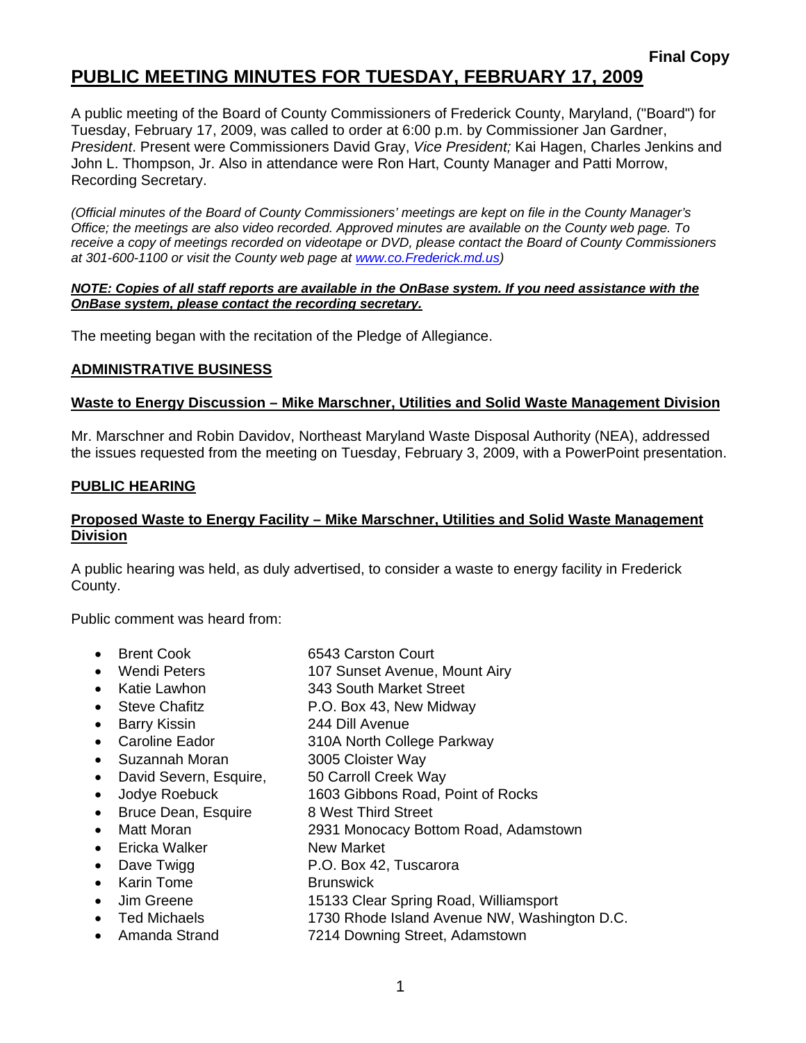**Final Copy**

# PUBLIC MEETING MINUTES FOR TUESDAY, FEBRUARY 17, 2009

A public meeting of the Board of County Commissioners of Frederick County, Maryland, ("Board") for Tuesday, February 17, 2009, was called to order at 6:00 p.m. by Commissioner Jan Gardner, *President*. Present were Commissioners David Gray, *Vice President;* Kai Hagen, Charles Jenkins and John L. Thompson, Jr. Also in attendance were Ron Hart, County Manager and Patti Morrow, Recording Secretary.

*(Official minutes of the Board of County Commissioners' meetings are kept on file in the County Manager's Office; the meetings are also video recorded. Approved minutes are available on the County web page. To receive a copy of meetings recorded on videotape or DVD, please contact the Board of County Commissioners at 301-600-1100 or visit the County web page at www.co.Frederick.md.us)*

***NOTE: Copies of all staff reports are available in the OnBase system. If you need assistance with the OnBase system, please contact the recording secretary.***

The meeting began with the recitation of the Pledge of Allegiance.

## ADMINISTRATIVE BUSINESS

### Waste to Energy Discussion – Mike Marschner, Utilities and Solid Waste Management Division

Mr. Marschner and Robin Davidov, Northeast Maryland Waste Disposal Authority (NEA), addressed the issues requested from the meeting on Tuesday, February 3, 2009, with a PowerPoint presentation.

## PUBLIC HEARING

### Proposed Waste to Energy Facility – Mike Marschner, Utilities and Solid Waste Management Division

A public hearing was held, as duly advertised, to consider a waste to energy facility in Frederick County.

Public comment was heard from:

- Brent Cook — 6543 Carston Court
- Wendi Peters — 107 Sunset Avenue, Mount Airy
- Katie Lawhon — 343 South Market Street
- Steve Chafitz — P.O. Box 43, New Midway
- Barry Kissin — 244 Dill Avenue
- Caroline Eador — 310A North College Parkway
- Suzannah Moran — 3005 Cloister Way
- David Severn, Esquire, — 50 Carroll Creek Way
- Jodye Roebuck — 1603 Gibbons Road, Point of Rocks
- Bruce Dean, Esquire — 8 West Third Street
- Matt Moran — 2931 Monocacy Bottom Road, Adamstown
- Ericka Walker — New Market
- Dave Twigg — P.O. Box 42, Tuscarora
- Karin Tome — Brunswick
- Jim Greene — 15133 Clear Spring Road, Williamsport
- Ted Michaels — 1730 Rhode Island Avenue NW, Washington D.C.
- Amanda Strand — 7214 Downing Street, Adamstown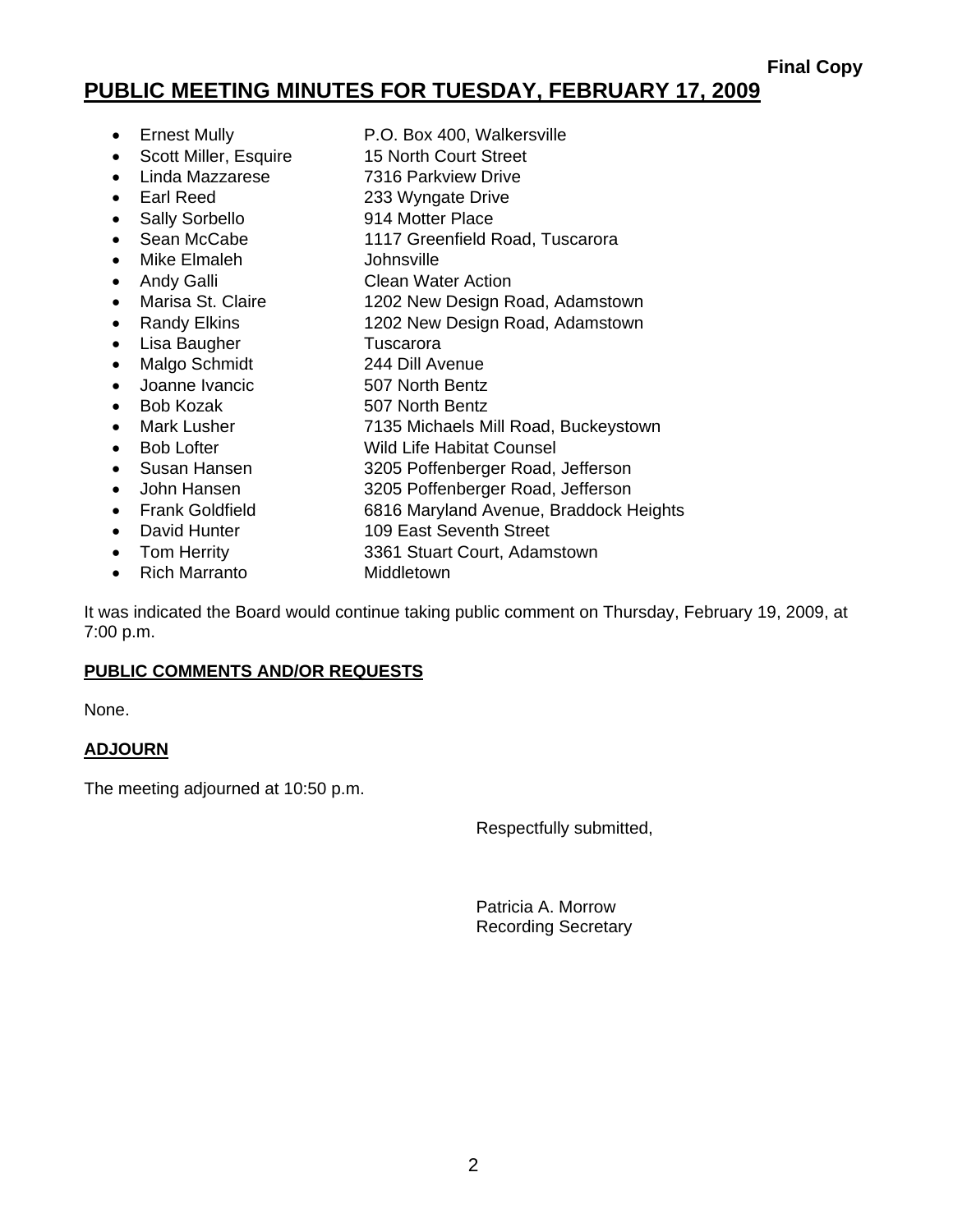**Final Copy**

# PUBLIC MEETING MINUTES FOR TUESDAY, FEBRUARY 17, 2009

- Ernest Mully P.O. Box 400, Walkersville
- Scott Miller, Esquire 15 North Court Street
- Linda Mazzarese 7316 Parkview Drive
- Earl Reed 233 Wyngate Drive
- Sally Sorbello 914 Motter Place
- Sean McCabe 1117 Greenfield Road, Tuscarora
- Mike Elmaleh Johnsville
- Andy Galli Clean Water Action
- Marisa St. Claire 1202 New Design Road, Adamstown
- Randy Elkins 1202 New Design Road, Adamstown
- Lisa Baugher Tuscarora
- Malgo Schmidt 244 Dill Avenue
- Joanne Ivancic 507 North Bentz
- Bob Kozak 507 North Bentz
- Mark Lusher 7135 Michaels Mill Road, Buckeystown
- Bob Lofter Wild Life Habitat Counsel
- Susan Hansen 3205 Poffenberger Road, Jefferson
- John Hansen 3205 Poffenberger Road, Jefferson
- Frank Goldfield 6816 Maryland Avenue, Braddock Heights
- David Hunter 109 East Seventh Street
- Tom Herrity 3361 Stuart Court, Adamstown
- Rich Marranto Middletown

It was indicated the Board would continue taking public comment on Thursday, February 19, 2009, at 7:00 p.m.

## PUBLIC COMMENTS AND/OR REQUESTS

None.

## ADJOURN

The meeting adjourned at 10:50 p.m.

Respectfully submitted,

Patricia A. Morrow
Recording Secretary